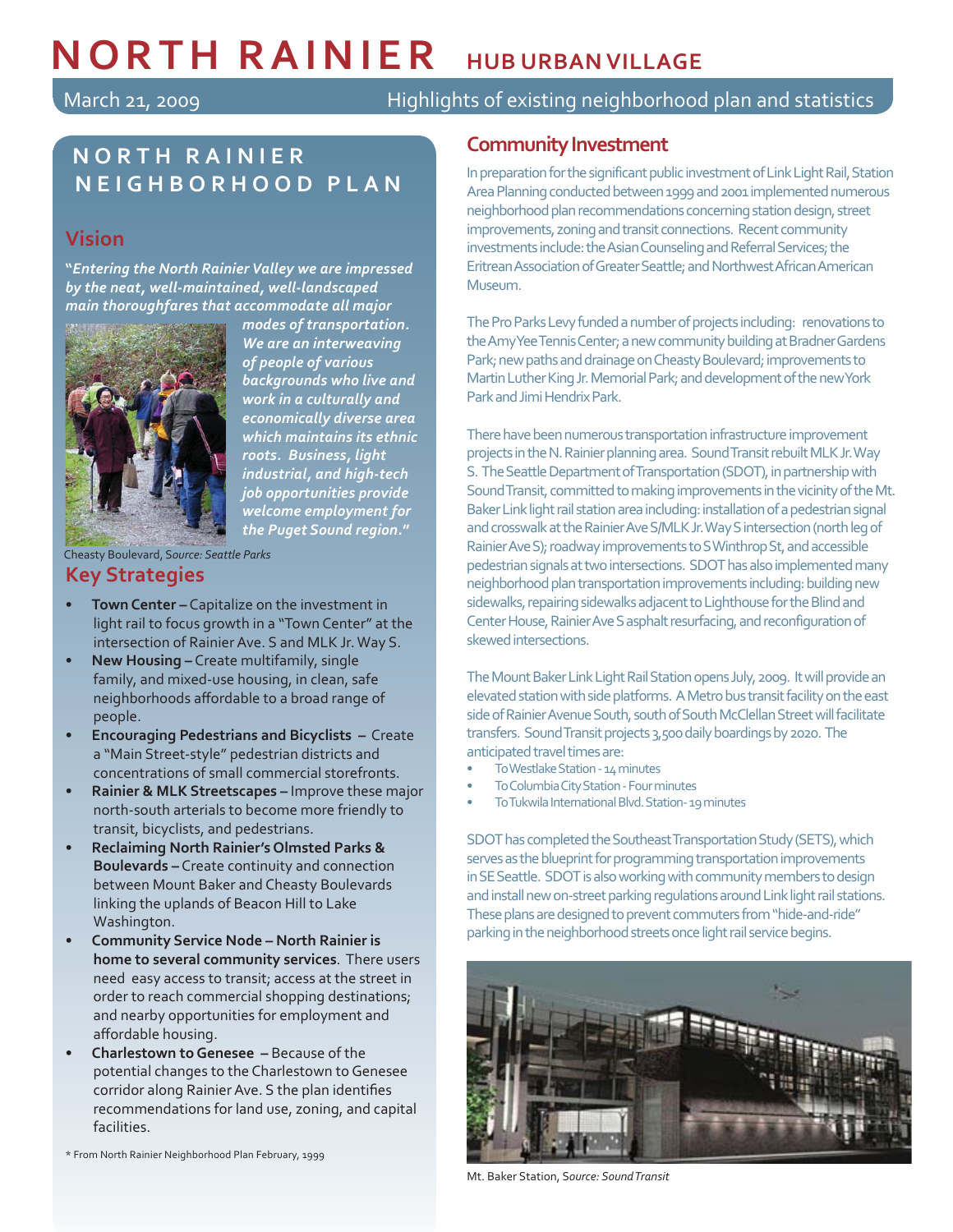# NORTH RAINIER HUB URBAN VILLAGE

March 21, 2009 — Highlights of existing neighborhood plan and statistics

## NORTH RAINIER NEIGHBORHOOD PLAN

### Vision

***"Entering the North Rainier Valley we are impressed by the neat, well-maintained, well-landscaped main thoroughfares that accommodate all major modes of transportation. We are an interweaving of people of various backgrounds who live and work in a culturally and economically diverse area which maintains its ethnic roots. Business, light industrial, and high-tech job opportunities provide welcome employment for the Puget Sound region."***

Cheasty Boulevard, *Source: Seattle Parks*

### Key Strategies

- **Town Center –** Capitalize on the investment in light rail to focus growth in a "Town Center" at the intersection of Rainier Ave. S and MLK Jr. Way S.
- **New Housing –** Create multifamily, single family, and mixed-use housing, in clean, safe neighborhoods affordable to a broad range of people.
- **Encouraging Pedestrians and Bicyclists –** Create a "Main Street-style" pedestrian districts and concentrations of small commercial storefronts.
- **Rainier & MLK Streetscapes –** Improve these major north-south arterials to become more friendly to transit, bicyclists, and pedestrians.
- **Reclaiming North Rainier's Olmsted Parks & Boulevards –** Create continuity and connection between Mount Baker and Cheasty Boulevards linking the uplands of Beacon Hill to Lake Washington.
- **Community Service Node – North Rainier is home to several community services**. There users need easy access to transit; access at the street in order to reach commercial shopping destinations; and nearby opportunities for employment and affordable housing.
- **Charlestown to Genesee –** Because of the potential changes to the Charlestown to Genesee corridor along Rainier Ave. S the plan identifies recommendations for land use, zoning, and capital facilities.

* From North Rainier Neighborhood Plan February, 1999

## Community Investment

In preparation for the significant public investment of Link Light Rail, Station Area Planning conducted between 1999 and 2001 implemented numerous neighborhood plan recommendations concerning station design, street improvements, zoning and transit connections. Recent community investments include: the Asian Counseling and Referral Services; the Eritrean Association of Greater Seattle; and Northwest African American Museum.

The Pro Parks Levy funded a number of projects including: renovations to the Amy Yee Tennis Center; a new community building at Bradner Gardens Park; new paths and drainage on Cheasty Boulevard; improvements to Martin Luther King Jr. Memorial Park; and development of the new York Park and Jimi Hendrix Park.

There have been numerous transportation infrastructure improvement projects in the N. Rainier planning area. Sound Transit rebuilt MLK Jr. Way S. The Seattle Department of Transportation (SDOT), in partnership with Sound Transit, committed to making improvements in the vicinity of the Mt. Baker Link light rail station area including: installation of a pedestrian signal and crosswalk at the Rainier Ave S/MLK Jr. Way S intersection (north leg of Rainier Ave S); roadway improvements to S Winthrop St, and accessible pedestrian signals at two intersections. SDOT has also implemented many neighborhood plan transportation improvements including: building new sidewalks, repairing sidewalks adjacent to Lighthouse for the Blind and Center House, Rainier Ave S asphalt resurfacing, and reconfiguration of skewed intersections.

The Mount Baker Link Light Rail Station opens July, 2009. It will provide an elevated station with side platforms. A Metro bus transit facility on the east side of Rainier Avenue South, south of South McClellan Street will facilitate transfers. Sound Transit projects 3,500 daily boardings by 2020. The anticipated travel times are:

- To Westlake Station - 14 minutes
- To Columbia City Station - Four minutes
- To Tukwila International Blvd. Station- 19 minutes

SDOT has completed the Southeast Transportation Study (SETS), which serves as the blueprint for programming transportation improvements in SE Seattle. SDOT is also working with community members to design and install new on-street parking regulations around Link light rail stations. These plans are designed to prevent commuters from "hide-and-ride" parking in the neighborhood streets once light rail service begins.

Mt. Baker Station, *Source: Sound Transit*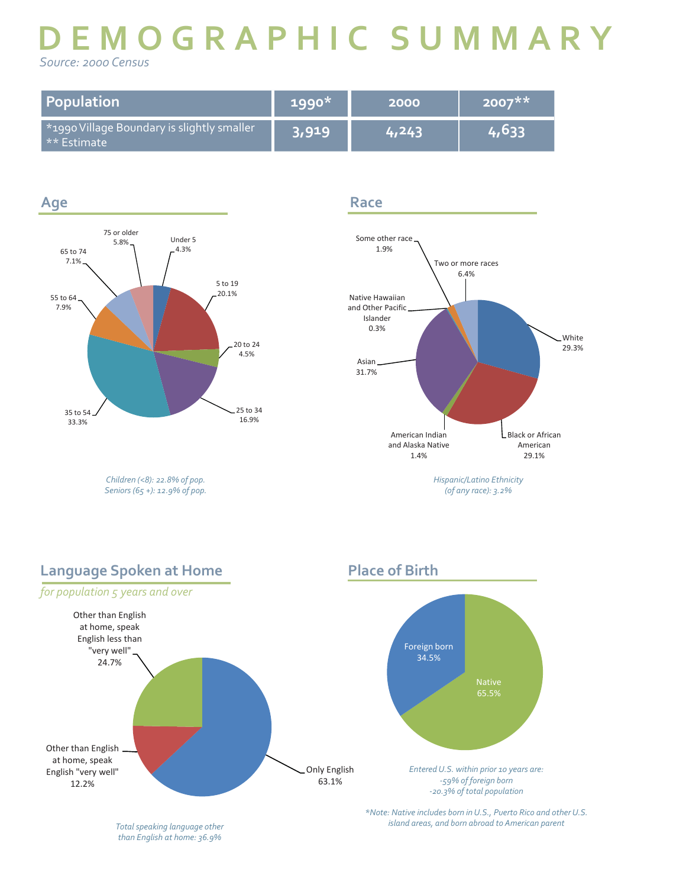# DEMOGRAPHIC SUMMARY

*Source: 2000 Census*

| Population | 1990* | 2000 | 2007** |
|---|---|---|---|
| *1990 Village Boundary is slightly smaller<br>** Estimate | 3,919 | 4,243 | 4,633 |

## Age

| Age group | Percent |
|---|---|
| Under 5 | 4.3% |
| 5 to 19 | 20.1% |
| 20 to 24 | 4.5% |
| 25 to 34 | 16.9% |
| 35 to 54 | 33.3% |
| 55 to 64 | 7.9% |
| 65 to 74 | 7.1% |
| 75 or older | 5.8% |

*Children (<8): 22.8% of pop.*
*Seniors (65 +): 12.9% of pop.*

## Race

| Race | Percent |
|---|---|
| White | 29.3% |
| Black or African American | 29.1% |
| American Indian and Alaska Native | 1.4% |
| Asian | 31.7% |
| Native Hawaiian and Other Pacific Islander | 0.3% |
| Some other race | 1.9% |
| Two or more races | 6.4% |

*Hispanic/Latino Ethnicity (of any race): 3.2%*

## Language Spoken at Home

*for population 5 years and over*

| Language | Percent |
|---|---|
| Only English | 63.1% |
| Other than English at home, speak English "very well" | 12.2% |
| Other than English at home, speak English less than "very well" | 24.7% |

*Total speaking language other than English at home: 36.9%*

## Place of Birth

| Place of Birth | Percent |
|---|---|
| Native | 65.5% |
| Foreign born | 34.5% |

*Entered U.S. within prior 10 years are:*
*-59% of foreign born*
*-20.3% of total population*

**Note: Native includes born in U.S., Puerto Rico and other U.S. island areas, and born abroad to American parent*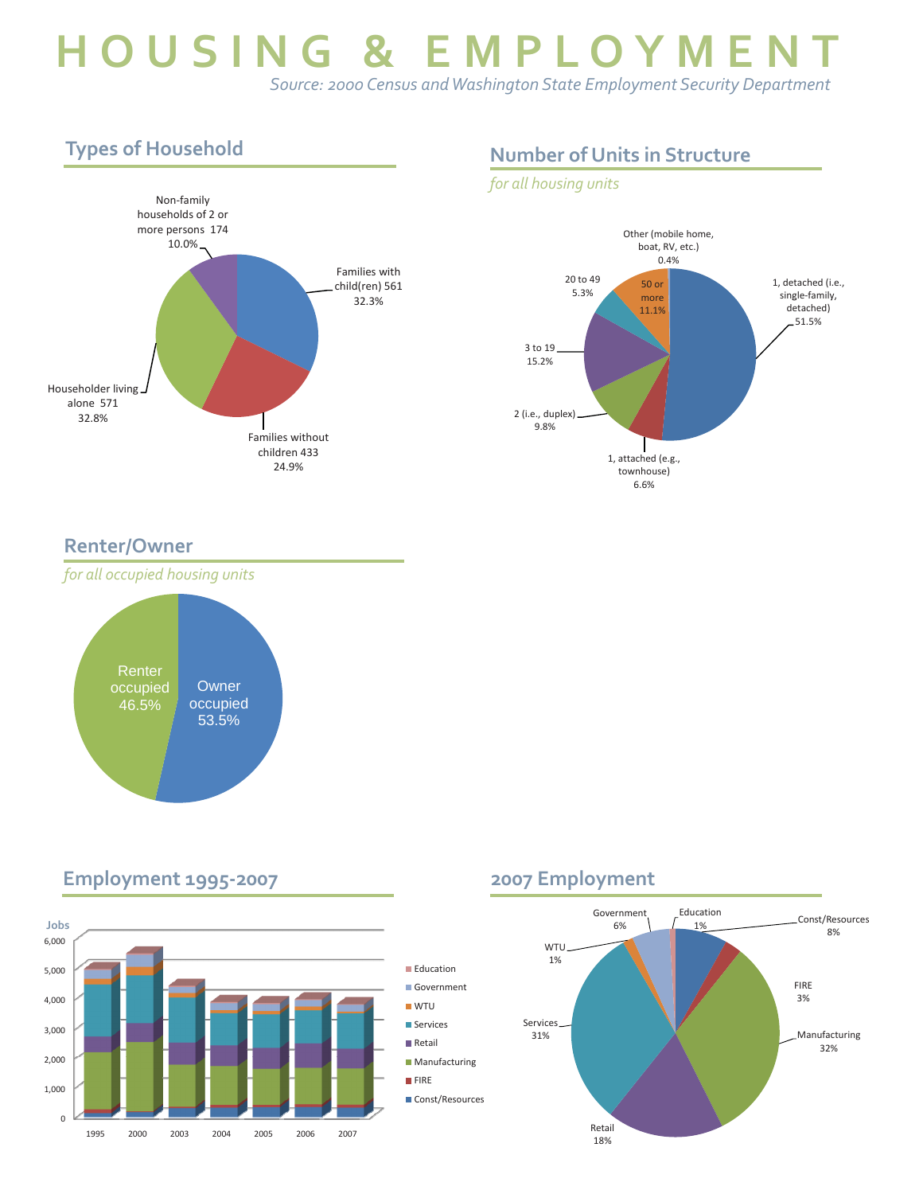# HOUSING & EMPLOYMENT

*Source: 2000 Census and Washington State Employment Security Department*

## Types of Household

- Families with child(ren) 561 — 32.3%
- Families without children 433 — 24.9%
- Householder living alone 571 — 32.8%
- Non-family households of 2 or more persons 174 — 10.0%

## Number of Units in Structure

*for all housing units*

- 1, detached (i.e., single-family, detached) — 51.5%
- 1, attached (e.g., townhouse) — 6.6%
- 2 (i.e., duplex) — 9.8%
- 3 to 19 — 15.2%
- 20 to 49 — 5.3%
- 50 or more — 11.1%
- Other (mobile home, boat, RV, etc.) — 0.4%

## Renter/Owner

*for all occupied housing units*

- Renter occupied 46.5%
- Owner occupied 53.5%

## Employment 1995-2007

Jobs

Years: 1995, 2000, 2003, 2004, 2005, 2006, 2007

Y-axis: 0, 1,000, 2,000, 3,000, 4,000, 5,000, 6,000

Legend: Education, Government, WTU, Services, Retail, Manufacturing, FIRE, Const/Resources

## 2007 Employment

- Const/Resources 8%
- FIRE 3%
- Manufacturing 32%
- Retail 18%
- Services 31%
- WTU 1%
- Government 6%
- Education 1%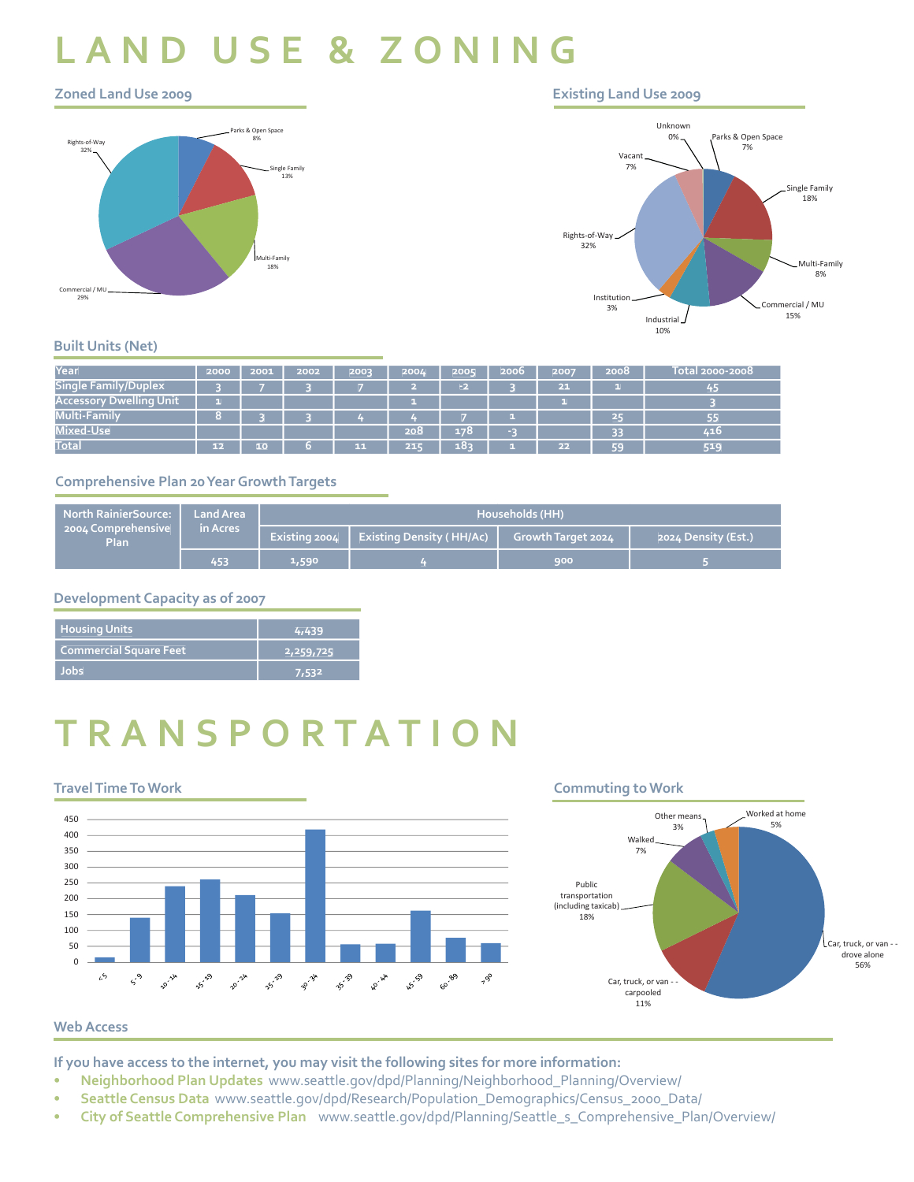# LAND USE & ZONING

## Zoned Land Use 2009

Parks & Open Space 8%
Single Family 13%
Multi-Family 18%
Commercial / MU 29%
Rights-of-Way 32%

## Existing Land Use 2009

Unknown 0%
Parks & Open Space 7%
Single Family 18%
Multi-Family 8%
Commercial / MU 15%
Industrial 10%
Institution 3%
Rights-of-Way 32%
Vacant 7%

## Built Units (Net)

| Year | 2000 | 2001 | 2002 | 2003 | 2004 | 2005 | 2006 | 2007 | 2008 | Total 2000-2008 |
|---|---|---|---|---|---|---|---|---|---|---|
| Single Family/Duplex | 3 | 7 | 3 | 7 | 2 | -2 | 3 | 21 | 1 | 45 |
| Accessory Dwelling Unit | 1 | | | | 1 | | | 1 | | 3 |
| Multi-Family | 8 | 3 | 3 | 4 | 4 | 7 | 1 | | 25 | 55 |
| Mixed-Use | | | | | 208 | 178 | -3 | | 33 | 416 |
| Total | 12 | 10 | 6 | 11 | 215 | 183 | 1 | 22 | 59 | 519 |

## Comprehensive Plan 20 Year Growth Targets

| North RainierSource: 2004 Comprehensive Plan | Land Area in Acres | Households (HH) | | | |
|---|---|---|---|---|---|
| | | Existing 2004 | Existing Density ( HH/Ac) | Growth Target 2024 | 2024 Density (Est.) |
| | 453 | 1,590 | 4 | 900 | 5 |

## Development Capacity as of 2007

| | |
|---|---|
| Housing Units | 4,439 |
| Commercial Square Feet | 2,259,725 |
| Jobs | 7,532 |

# TRANSPORTATION

## Travel Time To Work

450
400
350
300
250
200
150
100
50
0

<5, 5-9, 10-14, 15-19, 20-24, 25-29, 30-34, 35-39, 40-44, 45-59, 60-89, >90

## Commuting to Work

Worked at home 5%
Other means 3%
Walked 7%
Public transportation (including taxicab) 18%
Car, truck, or van - - carpooled 11%
Car, truck, or van - - drove alone 56%

## Web Access

**If you have access to the internet, you may visit the following sites for more information:**

- **Neighborhood Plan Updates** www.seattle.gov/dpd/Planning/Neighborhood_Planning/Overview/
- **Seattle Census Data** www.seattle.gov/dpd/Research/Population_Demographics/Census_2000_Data/
- **City of Seattle Comprehensive Plan** www.seattle.gov/dpd/Planning/Seattle_s_Comprehensive_Plan/Overview/